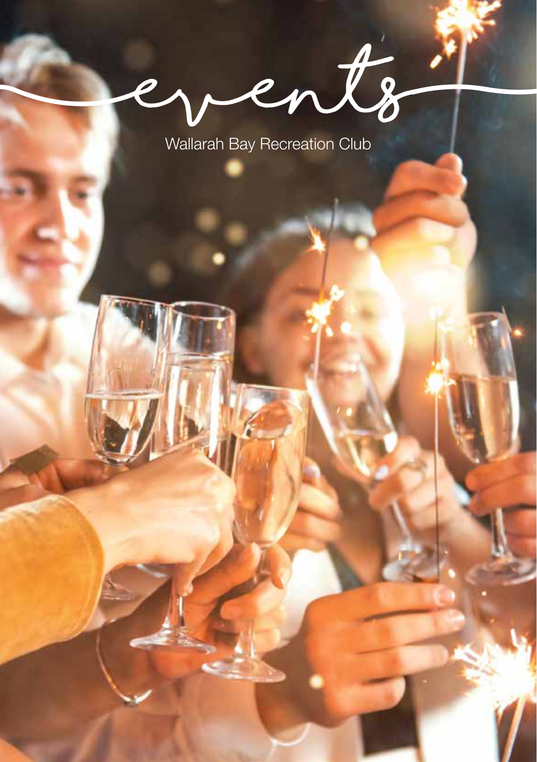# events

Wallarah Bay Recreation Club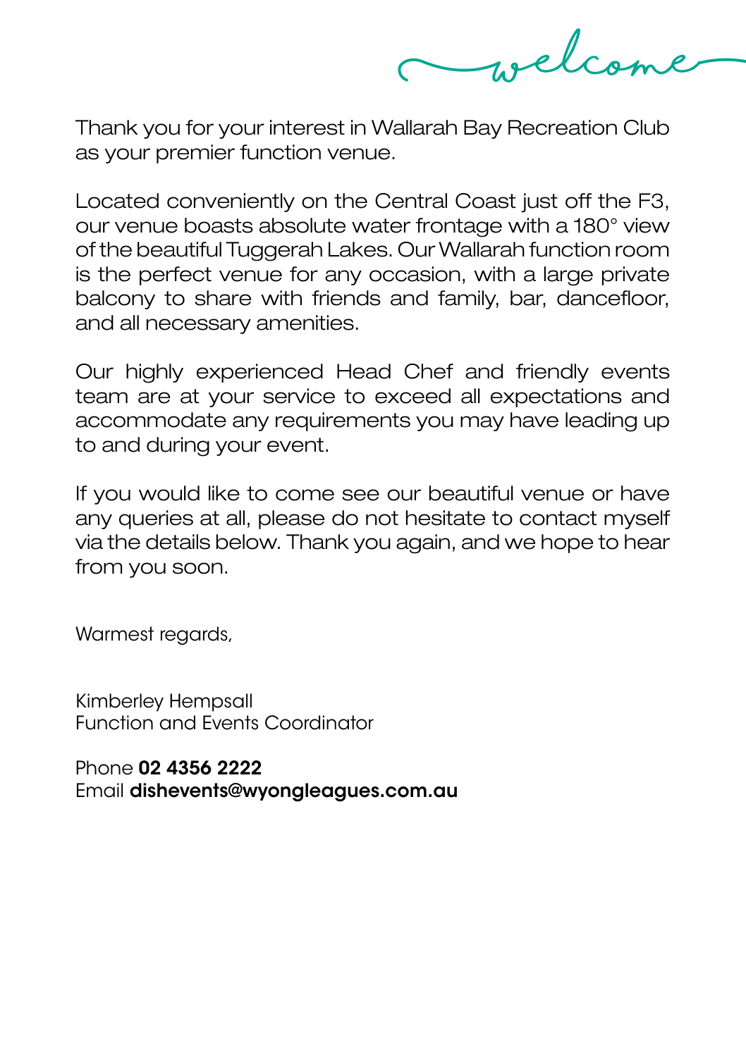# welcome

Thank you for your interest in Wallarah Bay Recreation Club as your premier function venue.

Located conveniently on the Central Coast just off the F3, our venue boasts absolute water frontage with a 180° view of the beautiful Tuggerah Lakes. Our Wallarah function room is the perfect venue for any occasion, with a large private balcony to share with friends and family, bar, dancefloor, and all necessary amenities.

Our highly experienced Head Chef and friendly events team are at your service to exceed all expectations and accommodate any requirements you may have leading up to and during your event.

If you would like to come see our beautiful venue or have any queries at all, please do not hesitate to contact myself via the details below. Thank you again, and we hope to hear from you soon.

Warmest regards,

Kimberley Hempsall
Function and Events Coordinator

Phone **02 4356 2222**
Email **dishevents@wyongleagues.com.au**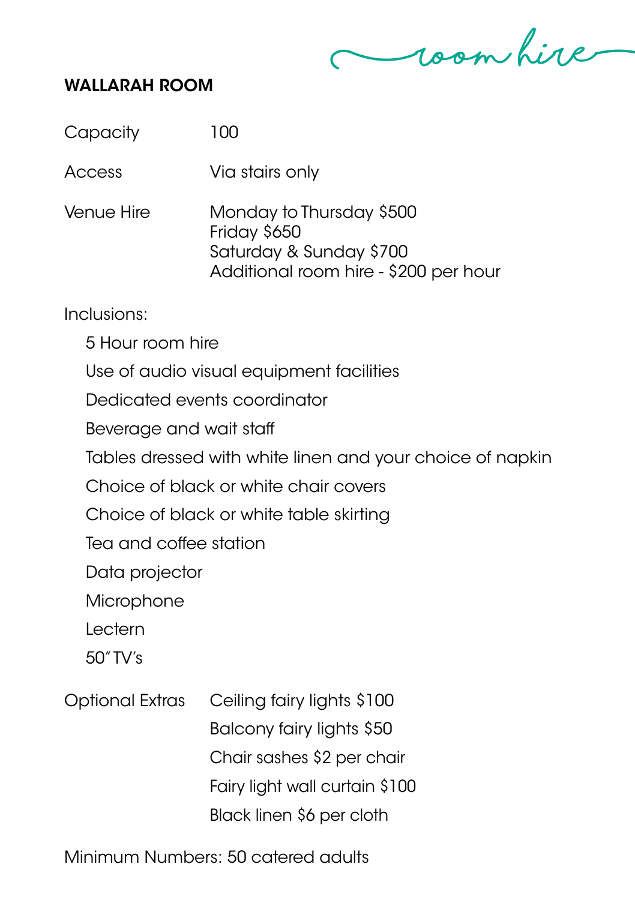room hire

## WALLARAH ROOM

| | |
|---|---|
| Capacity | 100 |
| Access | Via stairs only |
| Venue Hire | Monday to Thursday $500<br>Friday $650<br>Saturday & Sunday $700<br>Additional room hire - $200 per hour |

Inclusions:

- 5 Hour room hire
- Use of audio visual equipment facilities
- Dedicated events coordinator
- Beverage and wait staff
- Tables dressed with white linen and your choice of napkin
- Choice of black or white chair covers
- Choice of black or white table skirting
- Tea and coffee station
- Data projector
- Microphone
- Lectern
- 50" TV's

Optional Extras

- Ceiling fairy lights $100
- Balcony fairy lights $50
- Chair sashes $2 per chair
- Fairy light wall curtain $100
- Black linen $6 per cloth

Minimum Numbers: 50 catered adults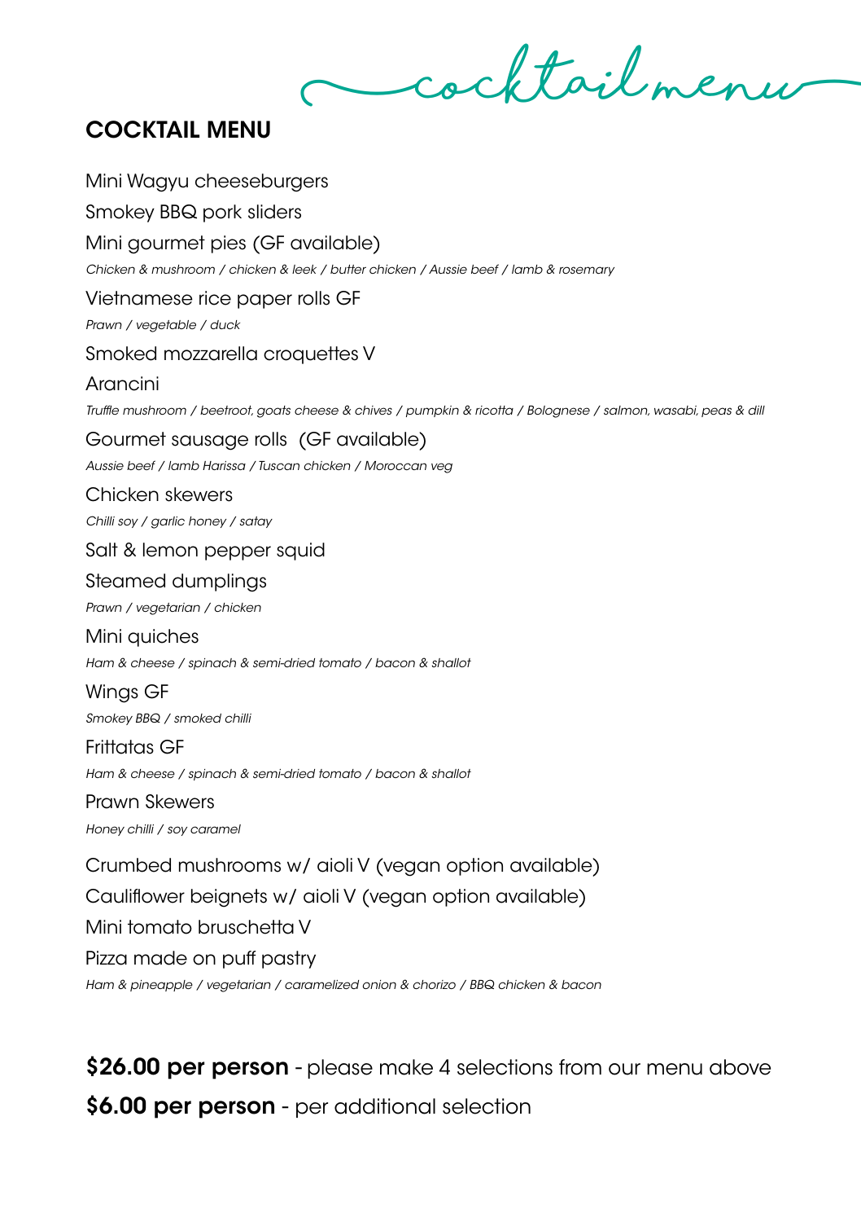cocktail menu

# COCKTAIL MENU

Mini Wagyu cheeseburgers

Smokey BBQ pork sliders

Mini gourmet pies (GF available)

*Chicken & mushroom / chicken & leek / butter chicken / Aussie beef / lamb & rosemary*

Vietnamese rice paper rolls GF

*Prawn / vegetable / duck*

Smoked mozzarella croquettes V

Arancini

*Truffle mushroom / beetroot, goats cheese & chives / pumpkin & ricotta / Bolognese / salmon, wasabi, peas & dill*

Gourmet sausage rolls (GF available)

*Aussie beef / lamb Harissa / Tuscan chicken / Moroccan veg*

Chicken skewers

*Chilli soy / garlic honey / satay*

Salt & lemon pepper squid

Steamed dumplings

*Prawn / vegetarian / chicken*

Mini quiches

*Ham & cheese / spinach & semi-dried tomato / bacon & shallot*

Wings GF

*Smokey BBQ / smoked chilli*

Frittatas GF

*Ham & cheese / spinach & semi-dried tomato / bacon & shallot*

Prawn Skewers

*Honey chilli / soy caramel*

Crumbed mushrooms w/ aioli V (vegan option available)

Cauliflower beignets w/ aioli V (vegan option available)

Mini tomato bruschetta V

Pizza made on puff pastry

*Ham & pineapple / vegetarian / caramelized onion & chorizo / BBQ chicken & bacon*

**$26.00 per person** - please make 4 selections from our menu above

**$6.00 per person** - per additional selection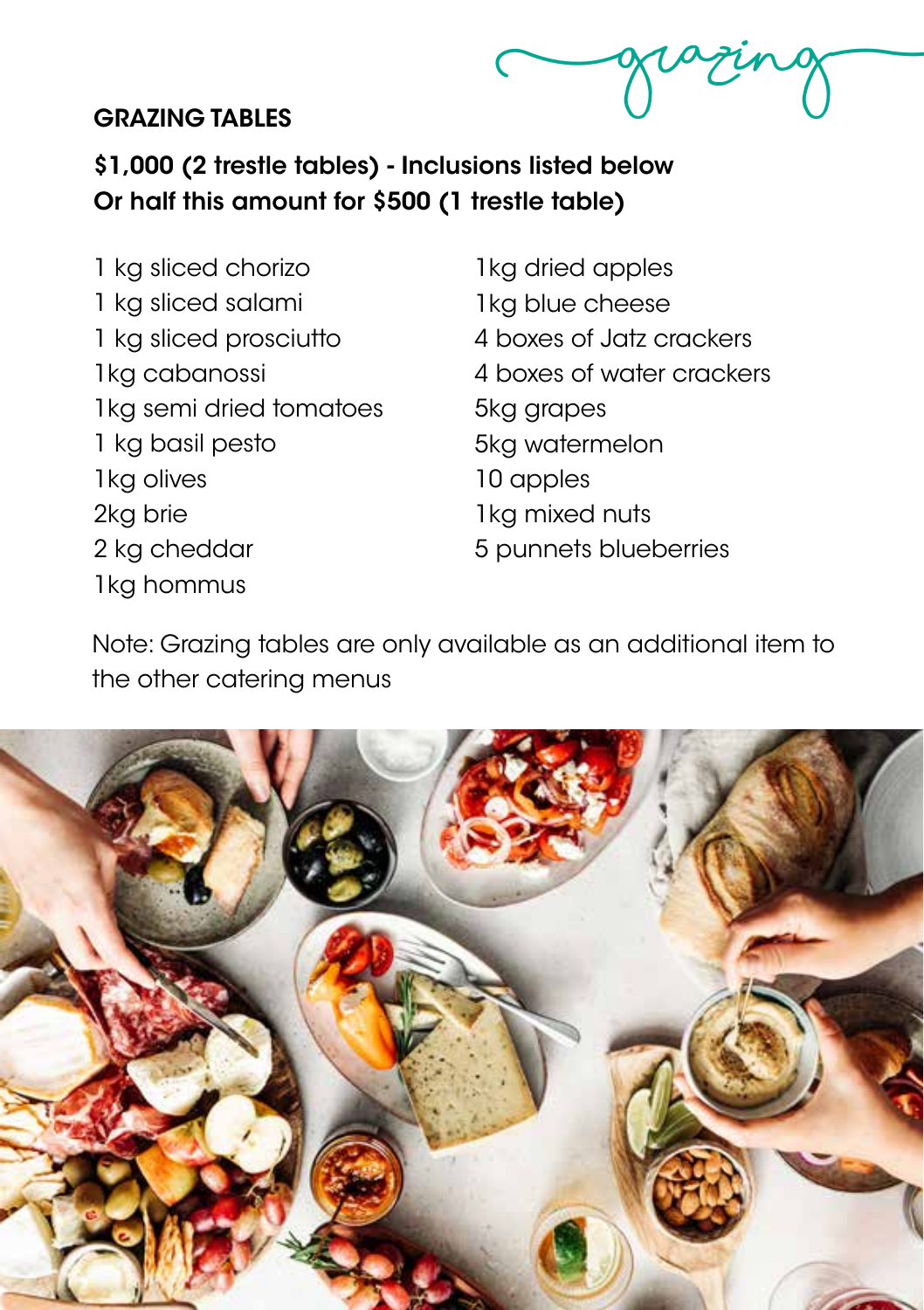grazing

## GRAZING TABLES

**$1,000 (2 trestle tables) - Inclusions listed below**
**Or half this amount for $500 (1 trestle table)**

- 1 kg sliced chorizo
- 1 kg sliced salami
- 1 kg sliced prosciutto
- 1kg cabanossi
- 1kg semi dried tomatoes
- 1 kg basil pesto
- 1kg olives
- 2kg brie
- 2 kg cheddar
- 1kg hommus
- 1kg dried apples
- 1kg blue cheese
- 4 boxes of Jatz crackers
- 4 boxes of water crackers
- 5kg grapes
- 5kg watermelon
- 10 apples
- 1kg mixed nuts
- 5 punnets blueberries

Note: Grazing tables are only available as an additional item to the other catering menus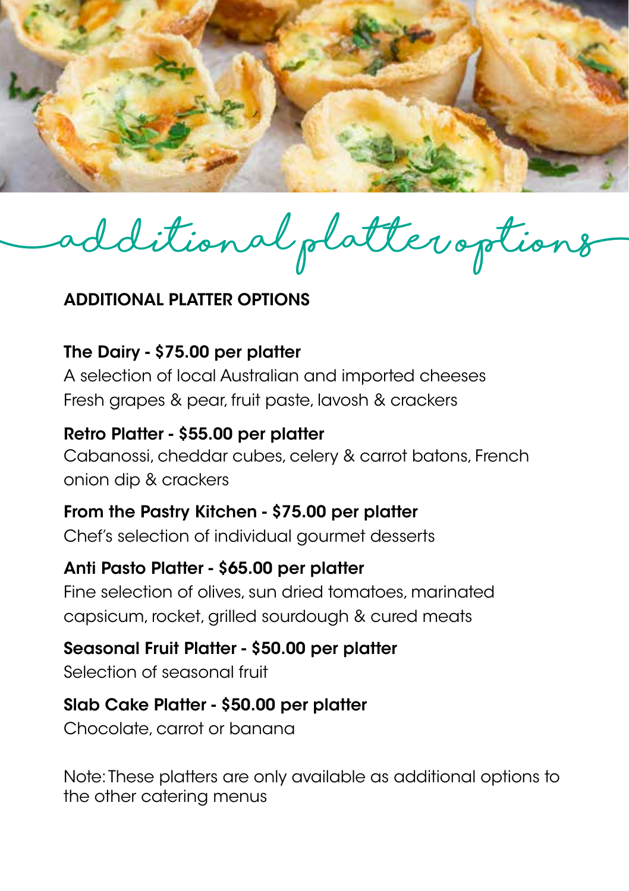# additional platter options

## ADDITIONAL PLATTER OPTIONS

**The Dairy - $75.00 per platter**
A selection of local Australian and imported cheeses
Fresh grapes & pear, fruit paste, lavosh & crackers

**Retro Platter - $55.00 per platter**
Cabanossi, cheddar cubes, celery & carrot batons, French onion dip & crackers

**From the Pastry Kitchen - $75.00 per platter**
Chef's selection of individual gourmet desserts

**Anti Pasto Platter - $65.00 per platter**
Fine selection of olives, sun dried tomatoes, marinated capsicum, rocket, grilled sourdough & cured meats

**Seasonal Fruit Platter - $50.00 per platter**
Selection of seasonal fruit

**Slab Cake Platter - $50.00 per platter**
Chocolate, carrot or banana

Note: These platters are only available as additional options to the other catering menus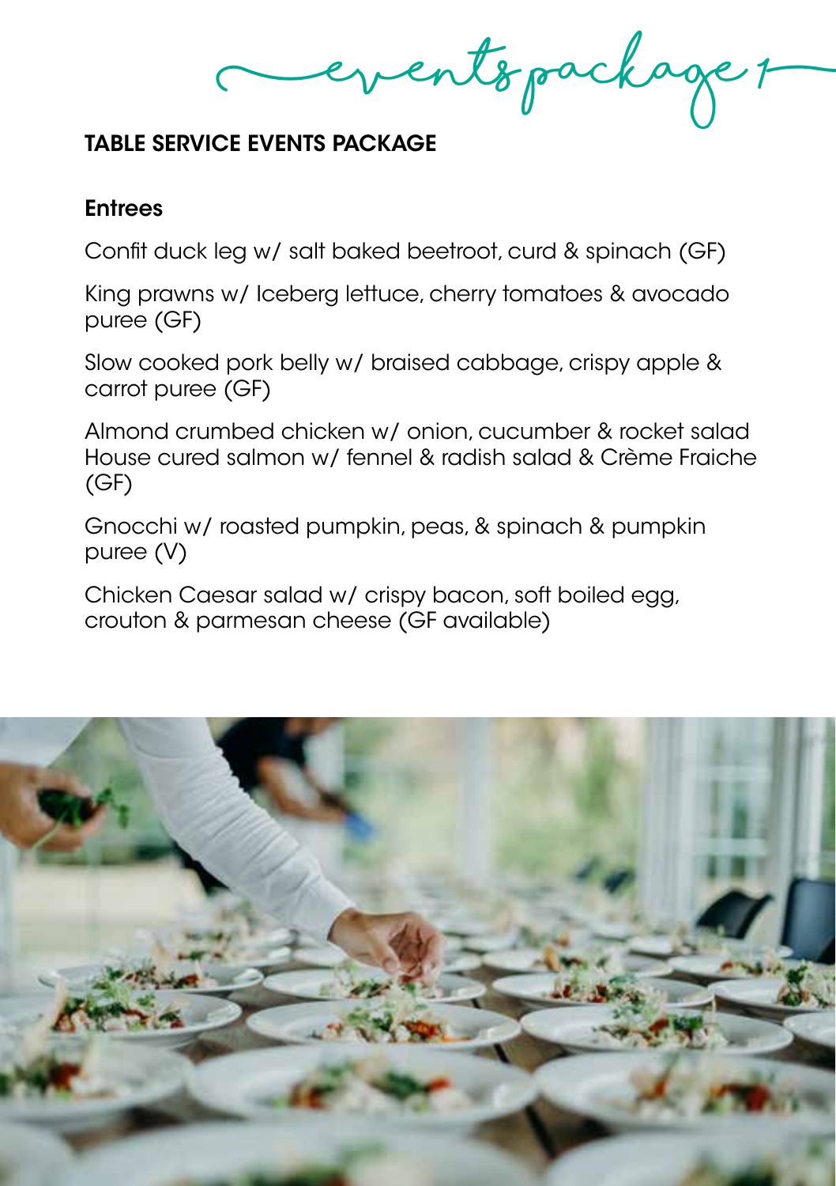events package 1

## TABLE SERVICE EVENTS PACKAGE

### Entrees

Confit duck leg w/ salt baked beetroot, curd & spinach (GF)

King prawns w/ Iceberg lettuce, cherry tomatoes & avocado puree (GF)

Slow cooked pork belly w/ braised cabbage, crispy apple & carrot puree (GF)

Almond crumbed chicken w/ onion, cucumber & rocket salad

House cured salmon w/ fennel & radish salad & Crème Fraiche (GF)

Gnocchi w/ roasted pumpkin, peas, & spinach & pumpkin puree (V)

Chicken Caesar salad w/ crispy bacon, soft boiled egg, crouton & parmesan cheese (GF available)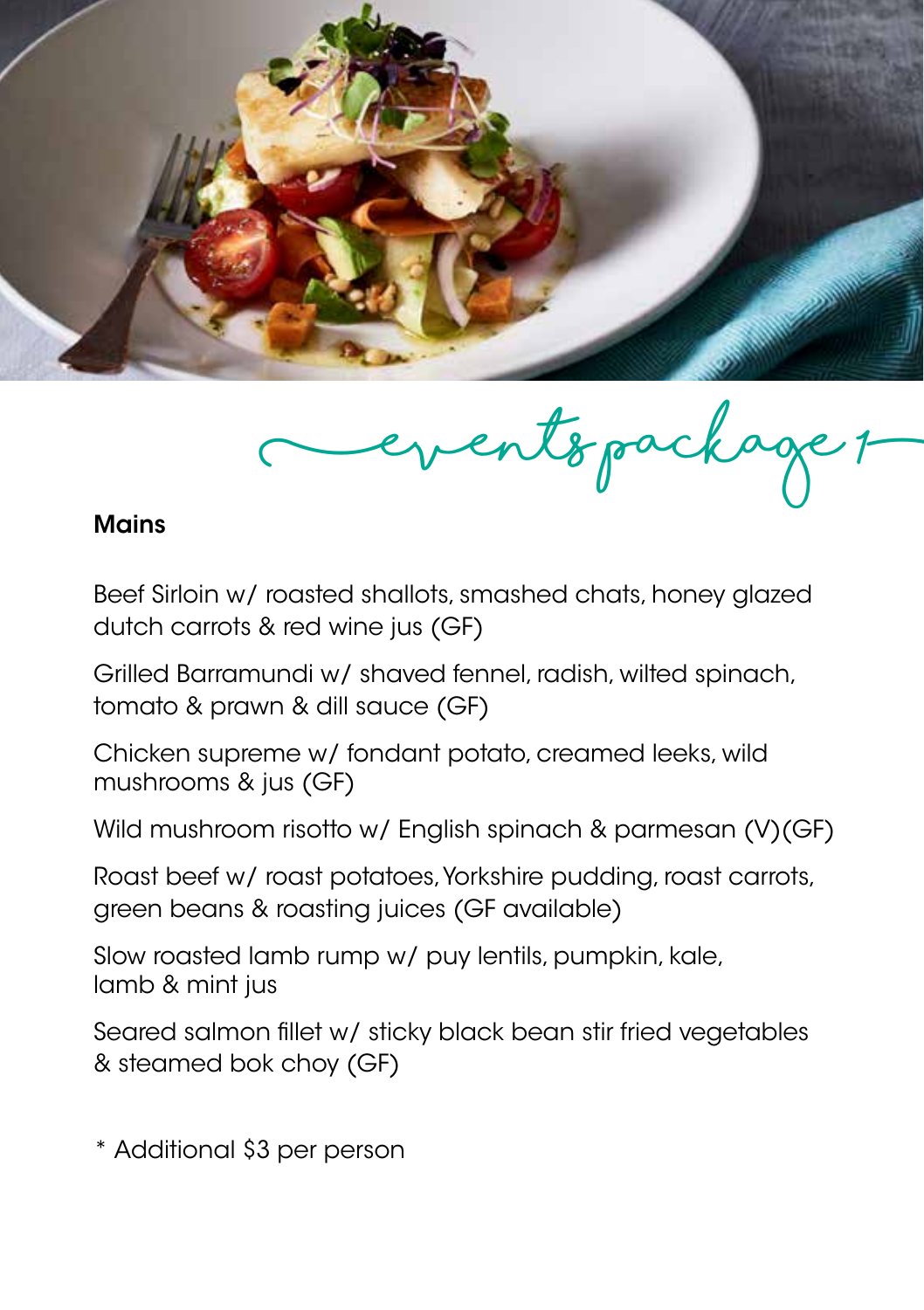events package 1

## Mains

Beef Sirloin w/ roasted shallots, smashed chats, honey glazed dutch carrots & red wine jus (GF)

Grilled Barramundi w/ shaved fennel, radish, wilted spinach, tomato & prawn & dill sauce (GF)

Chicken supreme w/ fondant potato, creamed leeks, wild mushrooms & jus (GF)

Wild mushroom risotto w/ English spinach & parmesan (V)(GF)

Roast beef w/ roast potatoes, Yorkshire pudding, roast carrots, green beans & roasting juices (GF available)

Slow roasted lamb rump w/ puy lentils, pumpkin, kale, lamb & mint jus

Seared salmon fillet w/ sticky black bean stir fried vegetables & steamed bok choy (GF)

* Additional $3 per person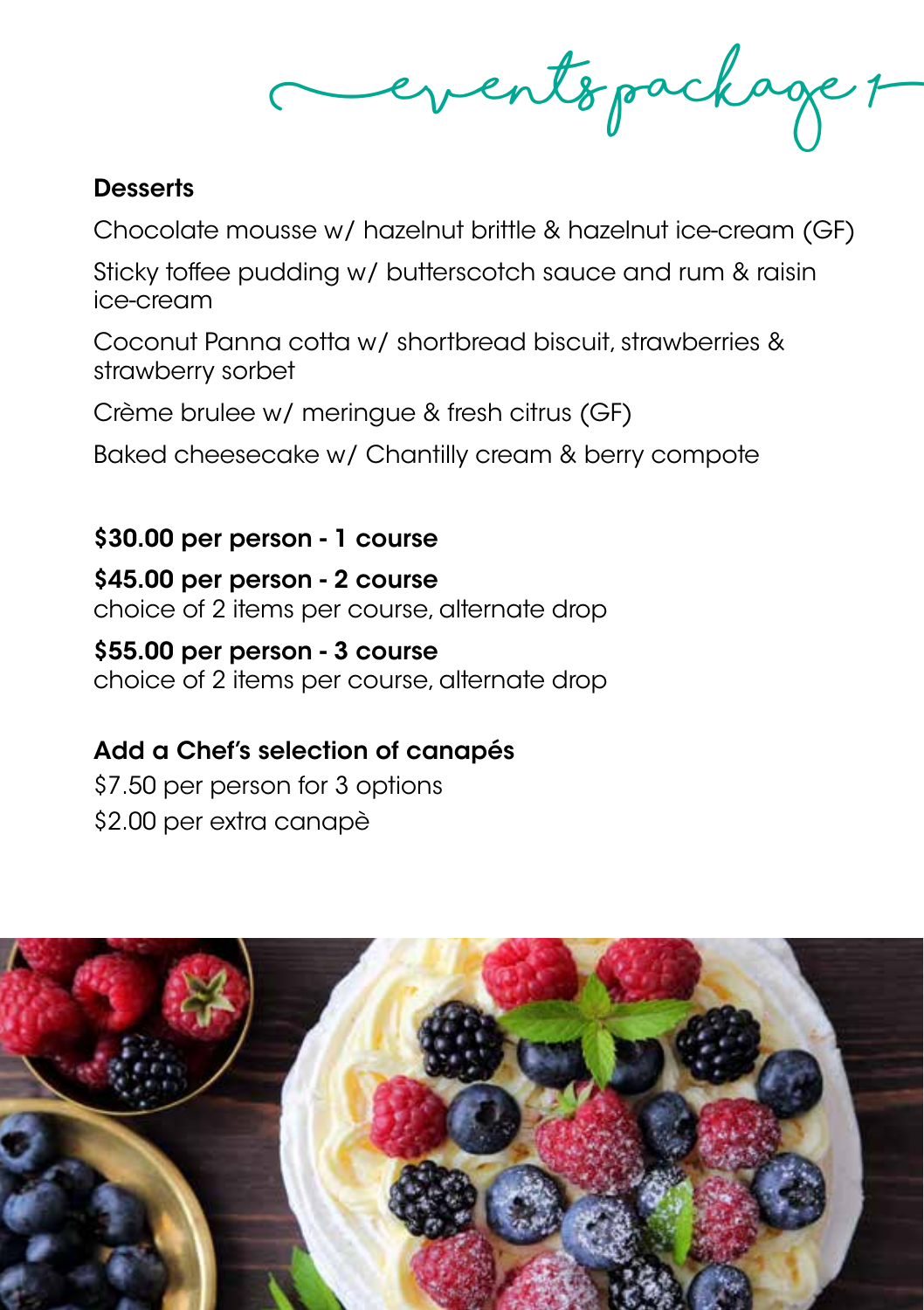events package

## Desserts

Chocolate mousse w/ hazelnut brittle & hazelnut ice-cream (GF)

Sticky toffee pudding w/ butterscotch sauce and rum & raisin ice-cream

Coconut Panna cotta w/ shortbread biscuit, strawberries & strawberry sorbet

Crème brulee w/ meringue & fresh citrus (GF)

Baked cheesecake w/ Chantilly cream & berry compote

**$30.00 per person - 1 course**

**$45.00 per person - 2 course**
choice of 2 items per course, alternate drop

**$55.00 per person - 3 course**
choice of 2 items per course, alternate drop

**Add a Chef's selection of canapés**
$7.50 per person for 3 options
$2.00 per extra canapè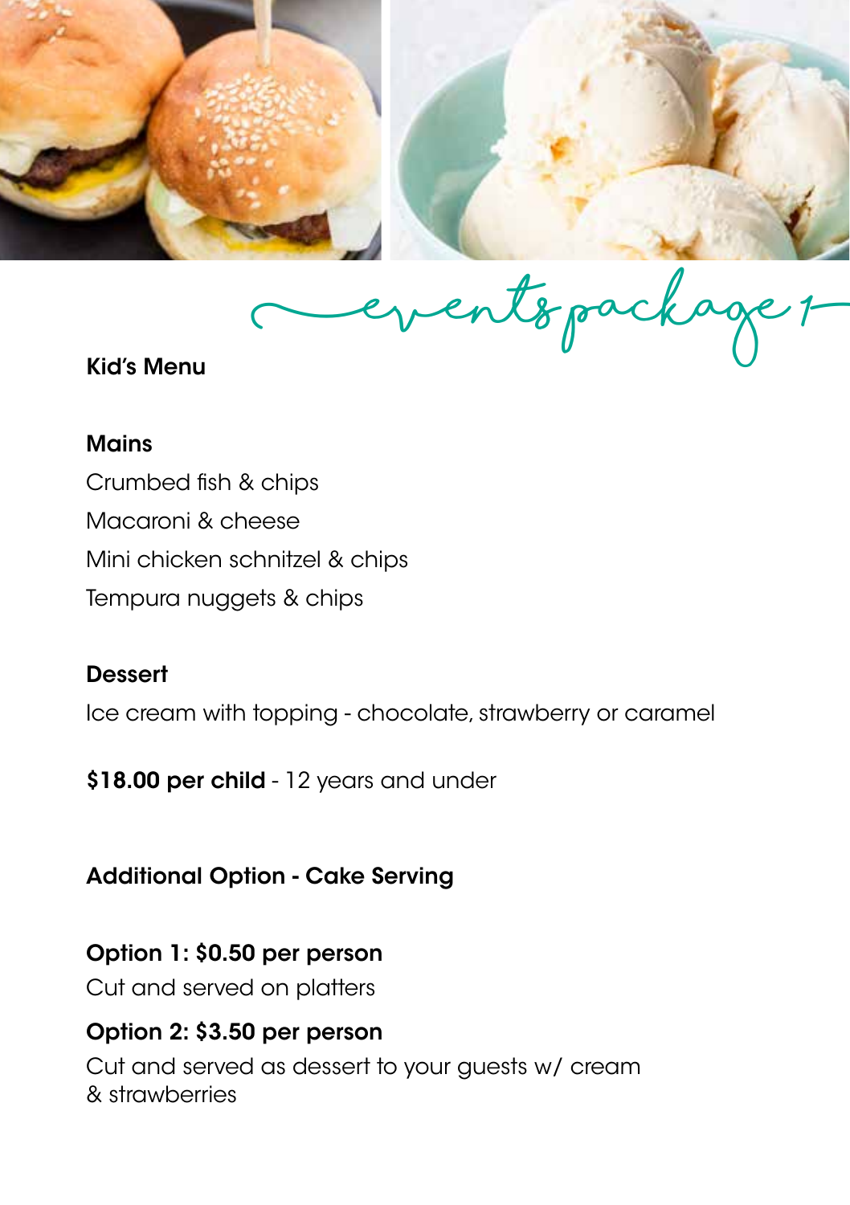events package 1

## Kid's Menu

### Mains

Crumbed fish & chips

Macaroni & cheese

Mini chicken schnitzel & chips

Tempura nuggets & chips

### Dessert

Ice cream with topping - chocolate, strawberry or caramel

**$18.00 per child** - 12 years and under

### Additional Option - Cake Serving

**Option 1: $0.50 per person**
Cut and served on platters

**Option 2: $3.50 per person**
Cut and served as dessert to your guests w/ cream & strawberries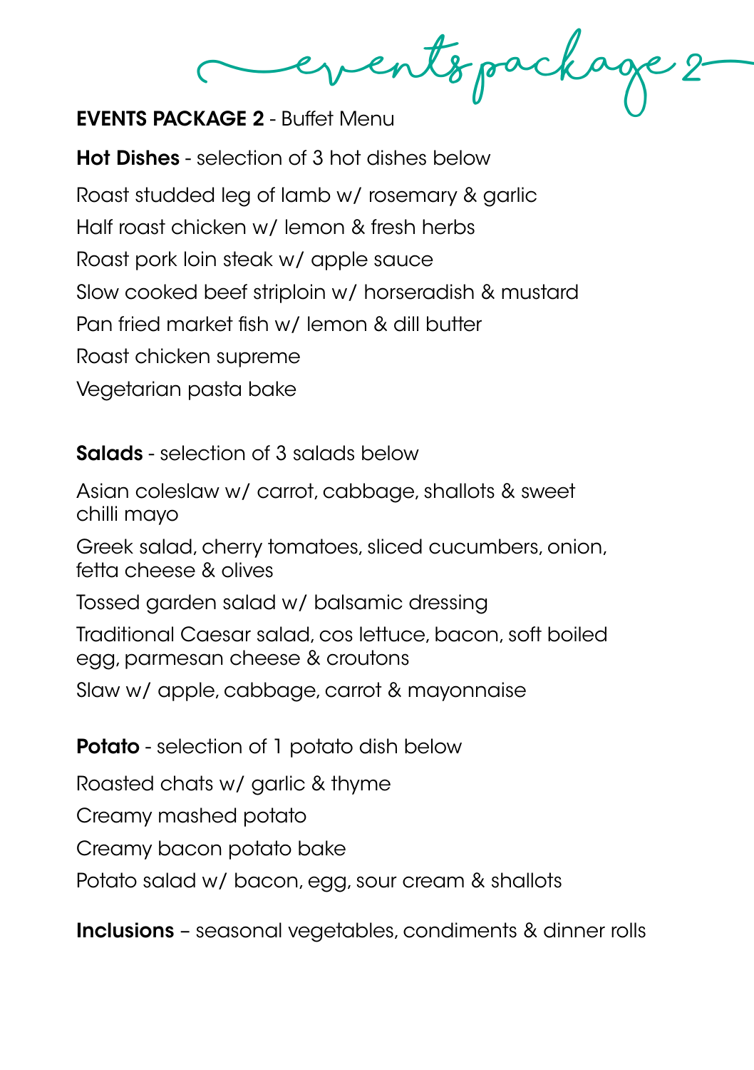events package 2

**EVENTS PACKAGE 2** - Buffet Menu

**Hot Dishes** - selection of 3 hot dishes below

Roast studded leg of lamb w/ rosemary & garlic

Half roast chicken w/ lemon & fresh herbs

Roast pork loin steak w/ apple sauce

Slow cooked beef striploin w/ horseradish & mustard

Pan fried market fish w/ lemon & dill butter

Roast chicken supreme

Vegetarian pasta bake

**Salads** - selection of 3 salads below

Asian coleslaw w/ carrot, cabbage, shallots & sweet chilli mayo

Greek salad, cherry tomatoes, sliced cucumbers, onion, fetta cheese & olives

Tossed garden salad w/ balsamic dressing

Traditional Caesar salad, cos lettuce, bacon, soft boiled egg, parmesan cheese & croutons

Slaw w/ apple, cabbage, carrot & mayonnaise

**Potato** - selection of 1 potato dish below

Roasted chats w/ garlic & thyme

Creamy mashed potato

Creamy bacon potato bake

Potato salad w/ bacon, egg, sour cream & shallots

**Inclusions** – seasonal vegetables, condiments & dinner rolls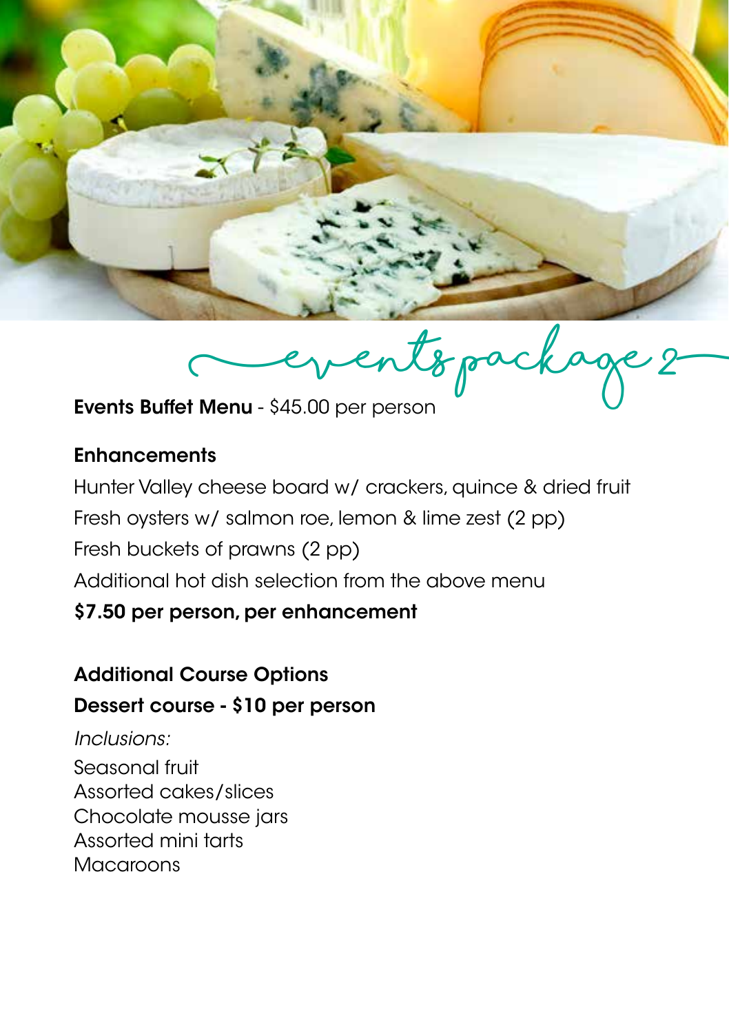# events package 2

**Events Buffet Menu** - $45.00 per person

## Enhancements

Hunter Valley cheese board w/ crackers, quince & dried fruit
Fresh oysters w/ salmon roe, lemon & lime zest (2 pp)
Fresh buckets of prawns (2 pp)
Additional hot dish selection from the above menu

**$7.50 per person, per enhancement**

## Additional Course Options

**Dessert course - $10 per person**

*Inclusions:*

Seasonal fruit
Assorted cakes/slices
Chocolate mousse jars
Assorted mini tarts
Macaroons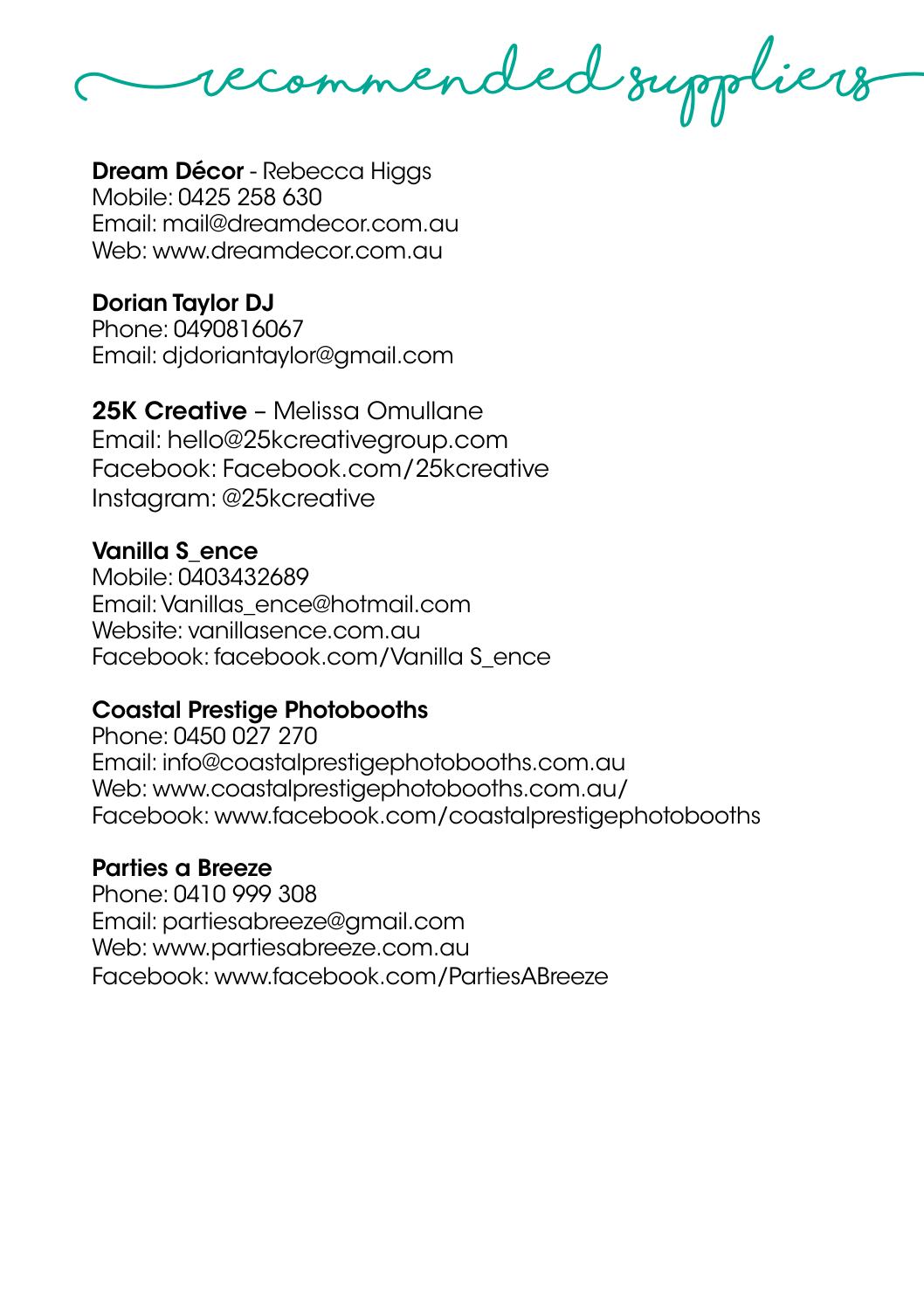# recommended suppliers

**Dream Décor** - Rebecca Higgs
Mobile: 0425 258 630
Email: mail@dreamdecor.com.au
Web: www.dreamdecor.com.au

**Dorian Taylor DJ**
Phone: 0490816067
Email: djdoriantaylor@gmail.com

**25K Creative** – Melissa Omullane
Email: hello@25kcreativegroup.com
Facebook: Facebook.com/25kcreative
Instagram: @25kcreative

**Vanilla S_ence**
Mobile: 0403432689
Email: Vanillas_ence@hotmail.com
Website: vanillasence.com.au
Facebook: facebook.com/Vanilla S_ence

**Coastal Prestige Photobooths**
Phone: 0450 027 270
Email: info@coastalprestigephotobooths.com.au
Web: www.coastalprestigephotobooths.com.au/
Facebook: www.facebook.com/coastalprestigephotobooths

**Parties a Breeze**
Phone: 0410 999 308
Email: partiesabreeze@gmail.com
Web: www.partiesabreeze.com.au
Facebook: www.facebook.com/PartiesABreeze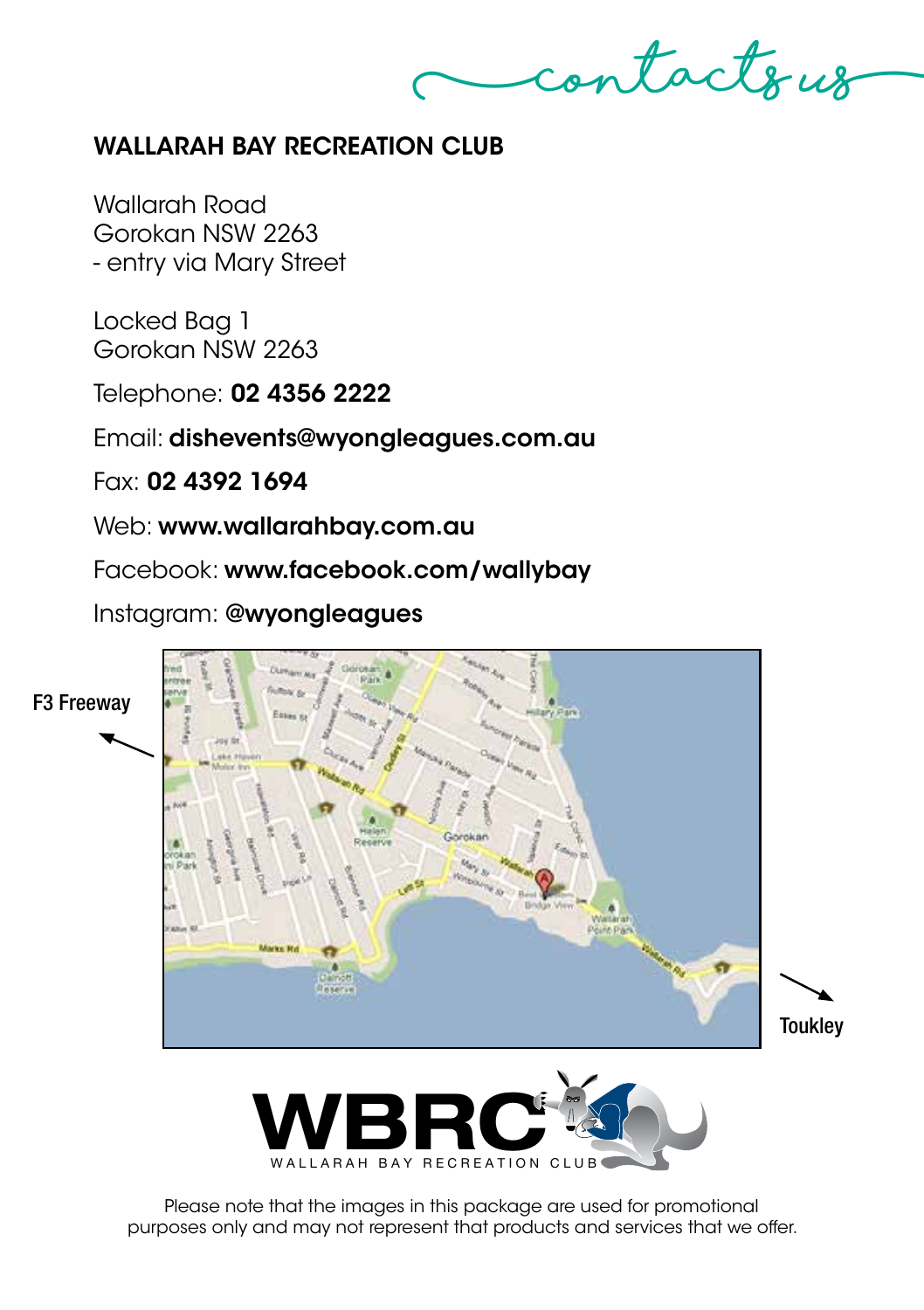contact us

## WALLARAH BAY RECREATION CLUB

Wallarah Road
Gorokan NSW 2263
- entry via Mary Street

Locked Bag 1
Gorokan NSW 2263

Telephone: **02 4356 2222**

Email: **dishevents@wyongleagues.com.au**

Fax: **02 4392 1694**

Web: **www.wallarahbay.com.au**

Facebook: **www.facebook.com/wallybay**

Instagram: **@wyongleagues**

F3 Freeway

Toukley

WBRC
WALLARAH BAY RECREATION CLUB

Please note that the images in this package are used for promotional purposes only and may not represent that products and services that we offer.